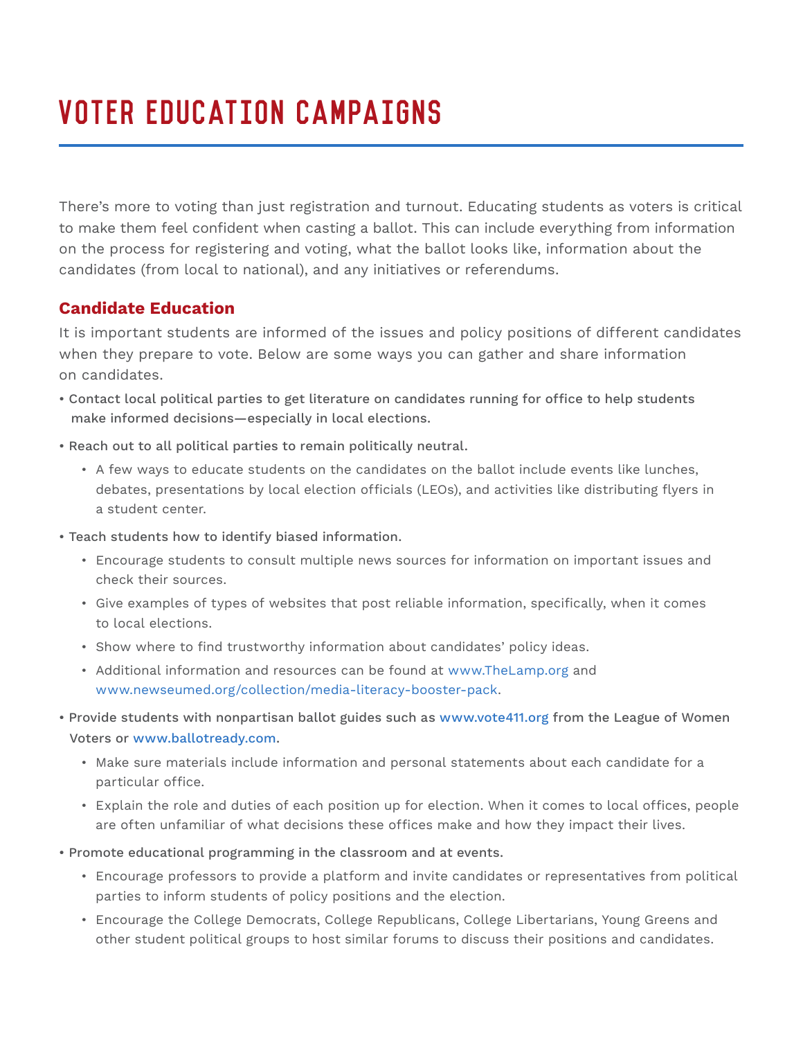# VOTER EDUCATION CAMPAIGNS

There's more to voting than just registration and turnout. Educating students as voters is critical to make them feel confident when casting a ballot. This can include everything from information on the process for registering and voting, what the ballot looks like, information about the candidates (from local to national), and any initiatives or referendums.

## Candidate Education

It is important students are informed of the issues and policy positions of different candidates when they prepare to vote. Below are some ways you can gather and share information on candidates.

- Contact local political parties to get literature on candidates running for office to help students make informed decisions—especially in local elections.
- Reach out to all political parties to remain politically neutral.
  - A few ways to educate students on the candidates on the ballot include events like lunches, debates, presentations by local election officials (LEOs), and activities like distributing flyers in a student center.
- Teach students how to identify biased information.
  - Encourage students to consult multiple news sources for information on important issues and check their sources.
  - Give examples of types of websites that post reliable information, specifically, when it comes to local elections.
  - Show where to find trustworthy information about candidates' policy ideas.
  - Additional information and resources can be found at www.TheLamp.org and www.newseumed.org/collection/media-literacy-booster-pack.
- Provide students with nonpartisan ballot guides such as www.vote411.org from the League of Women Voters or www.ballotready.com.
  - Make sure materials include information and personal statements about each candidate for a particular office.
  - Explain the role and duties of each position up for election. When it comes to local offices, people are often unfamiliar of what decisions these offices make and how they impact their lives.
- Promote educational programming in the classroom and at events.
  - Encourage professors to provide a platform and invite candidates or representatives from political parties to inform students of policy positions and the election.
  - Encourage the College Democrats, College Republicans, College Libertarians, Young Greens and other student political groups to host similar forums to discuss their positions and candidates.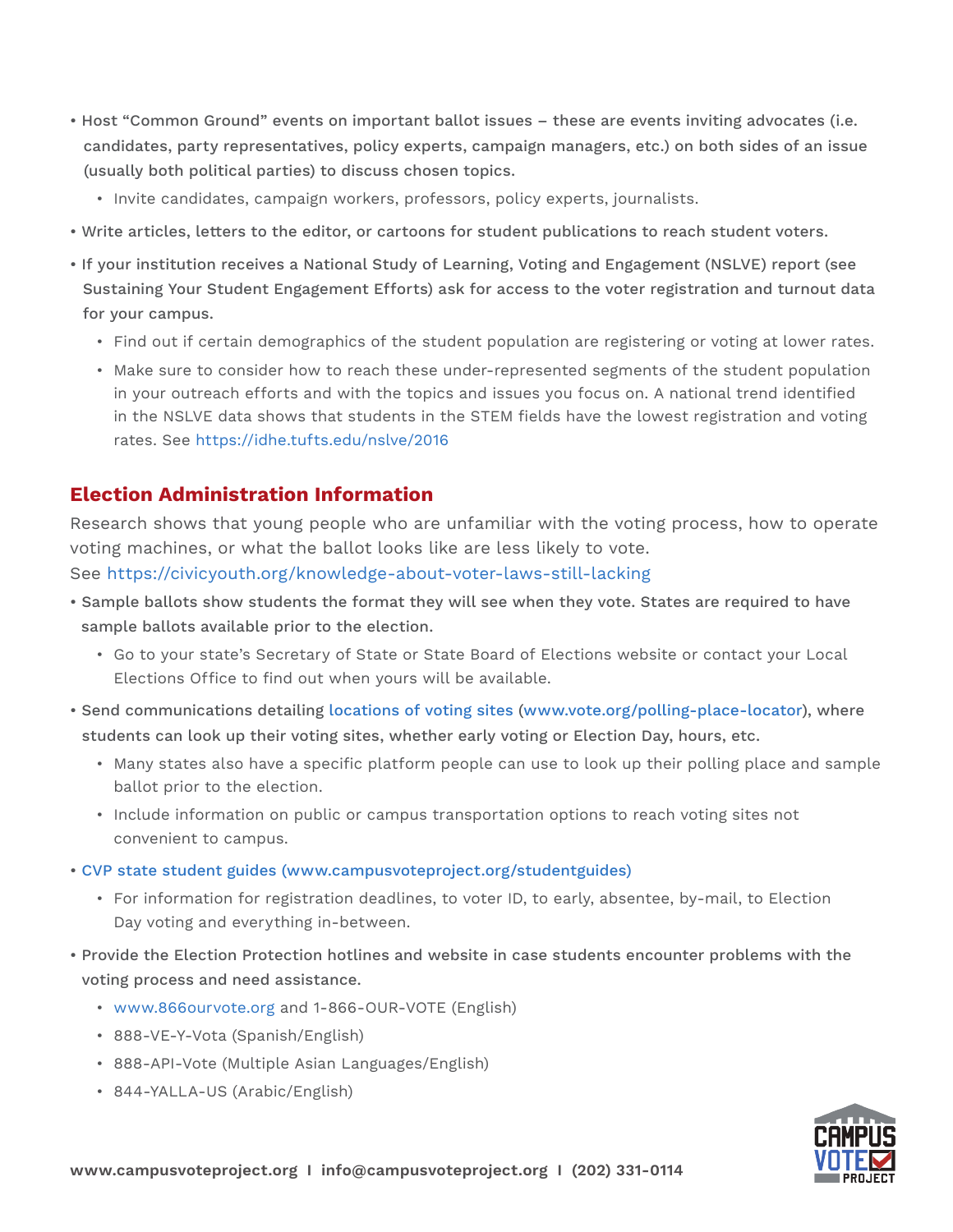- Host "Common Ground" events on important ballot issues – these are events inviting advocates (i.e. candidates, party representatives, policy experts, campaign managers, etc.) on both sides of an issue (usually both political parties) to discuss chosen topics.
  - Invite candidates, campaign workers, professors, policy experts, journalists.
- Write articles, letters to the editor, or cartoons for student publications to reach student voters.
- If your institution receives a National Study of Learning, Voting and Engagement (NSLVE) report (see Sustaining Your Student Engagement Efforts) ask for access to the voter registration and turnout data for your campus.
  - Find out if certain demographics of the student population are registering or voting at lower rates.
  - Make sure to consider how to reach these under-represented segments of the student population in your outreach efforts and with the topics and issues you focus on. A national trend identified in the NSLVE data shows that students in the STEM fields have the lowest registration and voting rates. See https://idhe.tufts.edu/nslve/2016

## Election Administration Information

Research shows that young people who are unfamiliar with the voting process, how to operate voting machines, or what the ballot looks like are less likely to vote.
See https://civicyouth.org/knowledge-about-voter-laws-still-lacking

- Sample ballots show students the format they will see when they vote. States are required to have sample ballots available prior to the election.
  - Go to your state's Secretary of State or State Board of Elections website or contact your Local Elections Office to find out when yours will be available.
- Send communications detailing locations of voting sites (www.vote.org/polling-place-locator), where students can look up their voting sites, whether early voting or Election Day, hours, etc.
  - Many states also have a specific platform people can use to look up their polling place and sample ballot prior to the election.
  - Include information on public or campus transportation options to reach voting sites not convenient to campus.
- CVP state student guides (www.campusvoteproject.org/studentguides)
  - For information for registration deadlines, to voter ID, to early, absentee, by-mail, to Election Day voting and everything in-between.
- Provide the Election Protection hotlines and website in case students encounter problems with the voting process and need assistance.
  - www.866ourvote.org and 1-866-OUR-VOTE (English)
  - 888-VE-Y-Vota (Spanish/English)
  - 888-API-Vote (Multiple Asian Languages/English)
  - 844-YALLA-US (Arabic/English)